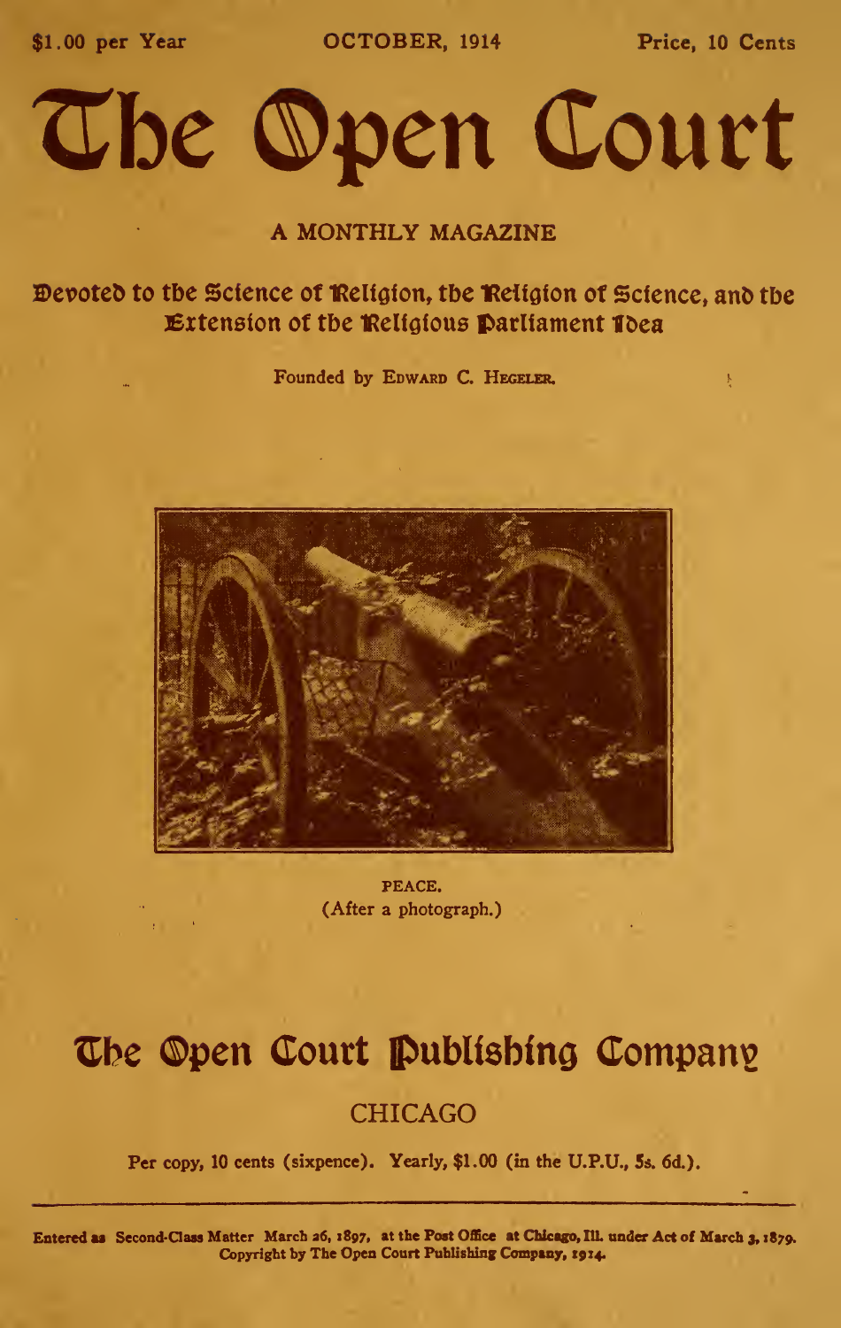$1.00 per Year | OCTOBER, 1914 | Price, 10 Cents

# The Open Court

A MONTHLY MAGAZINE

**Devoted to the Science of Religion, the Religion of Science, and the Extension of the Religious Parliament Idea**

Founded by Edward C. Hegeler.

PEACE.
(After a photograph.)

## The Open Court Publishing Company

CHICAGO

Per copy, 10 cents (sixpence). Yearly, $1.00 (in the U.P.U., 5s. 6d.).

Entered as Second-Class Matter March 26, 1897, at the Post Office at Chicago, Ill. under Act of March 3, 1879.
Copyright by The Open Court Publishing Company, 1914.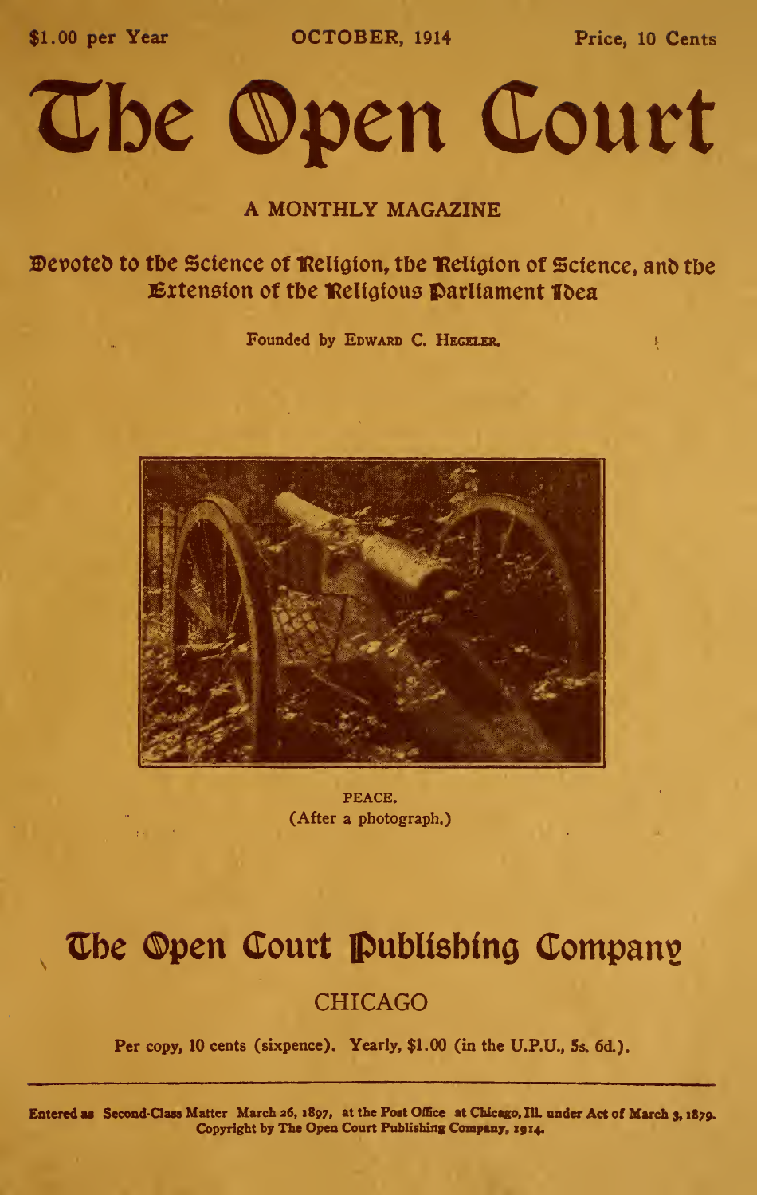$1.00 per Year | OCTOBER, 1914 | Price, 10 Cents

# The Open Court

## A MONTHLY MAGAZINE

**Devoted to the Science of Religion, the Religion of Science, and the Extension of the Religious Parliament Idea**

Founded by Edward C. Hegeler.

PEACE.
(After a photograph.)

## The Open Court Publishing Company

CHICAGO

Per copy, 10 cents (sixpence). Yearly, $1.00 (in the U.P.U., 5s. 6d.).

Entered as Second-Class Matter March 26, 1897, at the Post Office at Chicago, Ill. under Act of March 3, 1879.
Copyright by The Open Court Publishing Company, 1914.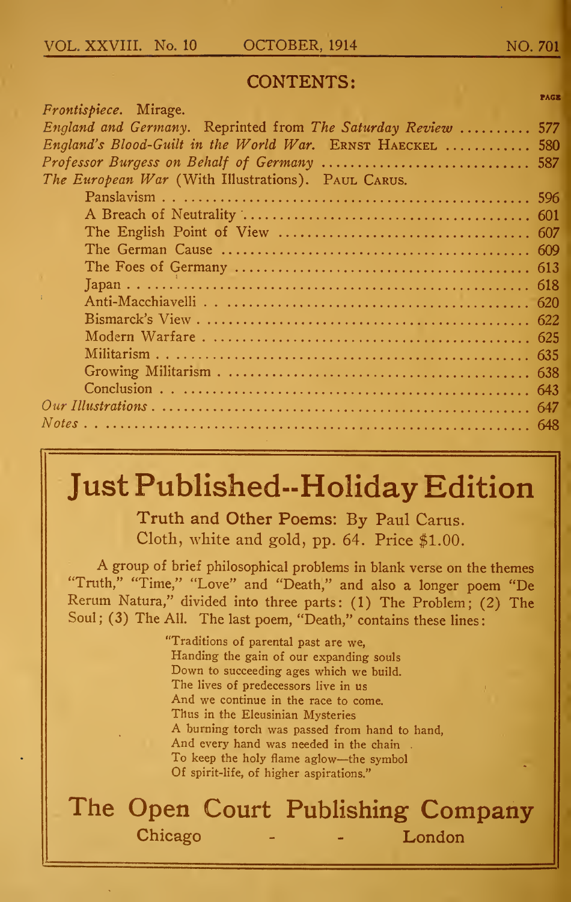## CONTENTS:

| | PAGE |
|---|---|
| *Frontispiece.* Mirage. | |
| *England and Germany.* Reprinted from *The Saturday Review* | 577 |
| *England's Blood-Guilt in the World War.* ERNST HAECKEL | 580 |
| *Professor Burgess on Behalf of Germany* | 587 |
| *The European War* (With Illustrations). PAUL CARUS. | |
| Panslavism | 596 |
| A Breach of Neutrality | 601 |
| The English Point of View | 607 |
| The German Cause | 609 |
| The Foes of Germany | 613 |
| Japan | 618 |
| Anti-Macchiavelli | 620 |
| Bismarck's View | 622 |
| Modern Warfare | 625 |
| Militarism | 635 |
| Growing Militarism | 638 |
| Conclusion | 643 |
| *Our Illustrations* | 647 |
| *Notes* | 648 |

# Just Published--Holiday Edition

Truth and Other Poems: By Paul Carus.
Cloth, white and gold, pp. 64. Price $1.00.

A group of brief philosophical problems in blank verse on the themes "Truth," "Time," "Love" and "Death," and also a longer poem "De Rerum Natura," divided into three parts: (1) The Problem; (2) The Soul; (3) The All. The last poem, "Death," contains these lines:

> "Traditions of parental past are we,
> Handing the gain of our expanding souls
> Down to succeeding ages which we build.
> The lives of predecessors live in us
> And we continue in the race to come.
> Thus in the Eleusinian Mysteries
> A burning torch was passed from hand to hand,
> And every hand was needed in the chain
> To keep the holy flame aglow—the symbol
> Of spirit-life, of higher aspirations."

## The Open Court Publishing Company

Chicago - - London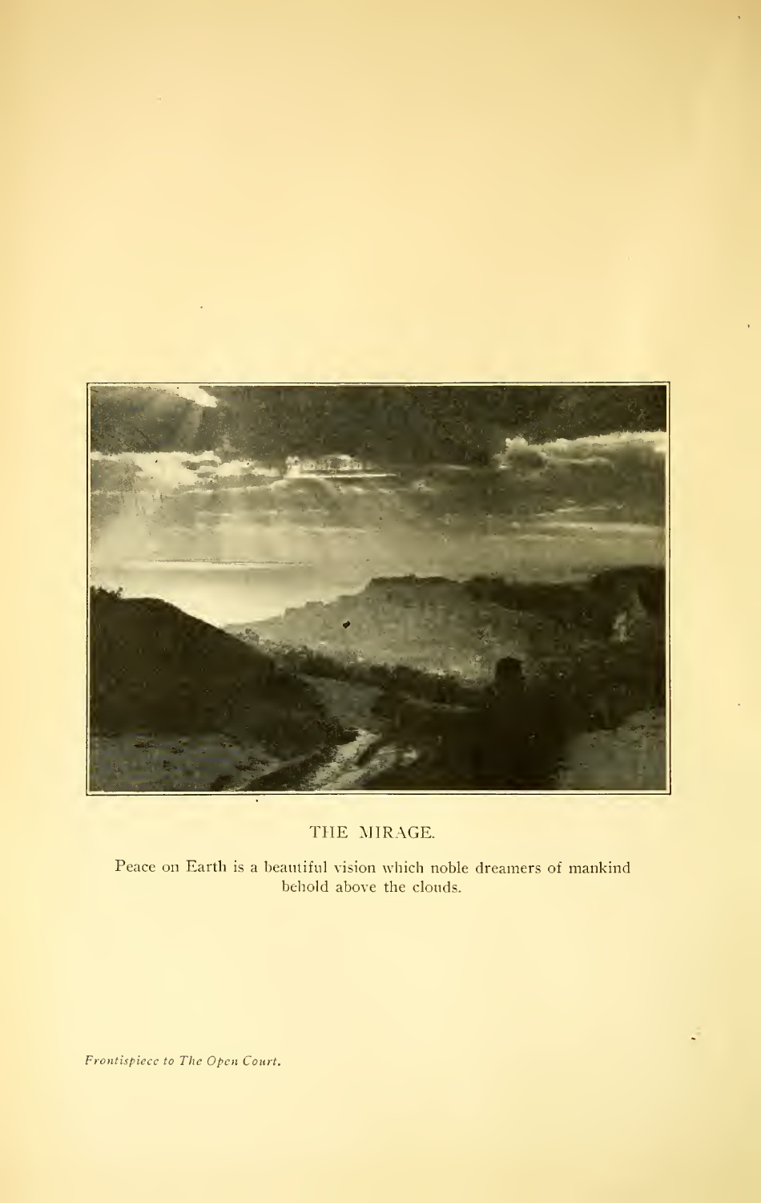THE MIRAGE.

Peace on Earth is a beautiful vision which noble dreamers of mankind behold above the clouds.

*Frontispiece to The Open Court.*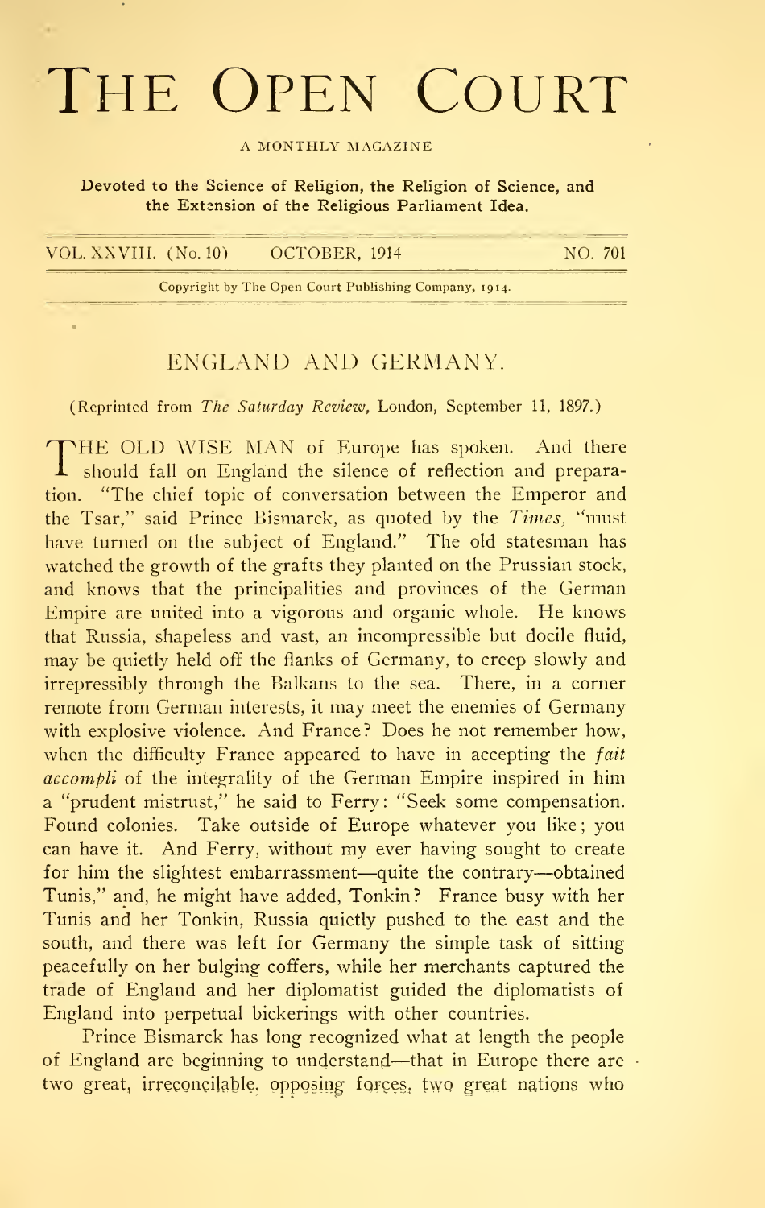# THE OPEN COURT

A MONTHLY MAGAZINE

**Devoted to the Science of Religion, the Religion of Science, and the Extension of the Religious Parliament Idea.**

VOL. XXVIII. (No. 10) OCTOBER, 1914 NO. 701

Copyright by The Open Court Publishing Company, 1914.

## ENGLAND AND GERMANY.

(Reprinted from *The Saturday Review,* London, September 11, 1897.)

THE OLD WISE MAN of Europe has spoken. And there should fall on England the silence of reflection and preparation. "The chief topic of conversation between the Emperor and the Tsar," said Prince Bismarck, as quoted by the *Times,* "must have turned on the subject of England." The old statesman has watched the growth of the grafts they planted on the Prussian stock, and knows that the principalities and provinces of the German Empire are united into a vigorous and organic whole. He knows that Russia, shapeless and vast, an incompressible but docile fluid, may be quietly held off the flanks of Germany, to creep slowly and irrepressibly through the Balkans to the sea. There, in a corner remote from German interests, it may meet the enemies of Germany with explosive violence. And France? Does he not remember how, when the difficulty France appeared to have in accepting the *fait accompli* of the integrality of the German Empire inspired in him a "prudent mistrust," he said to Ferry: "Seek some compensation. Found colonies. Take outside of Europe whatever you like; you can have it. And Ferry, without my ever having sought to create for him the slightest embarrassment—quite the contrary—obtained Tunis," and, he might have added, Tonkin? France busy with her Tunis and her Tonkin, Russia quietly pushed to the east and the south, and there was left for Germany the simple task of sitting peacefully on her bulging coffers, while her merchants captured the trade of England and her diplomatist guided the diplomatists of England into perpetual bickerings with other countries.

Prince Bismarck has long recognized what at length the people of England are beginning to understand—that in Europe there are two great, irreconcilable, opposing forces, two great nations who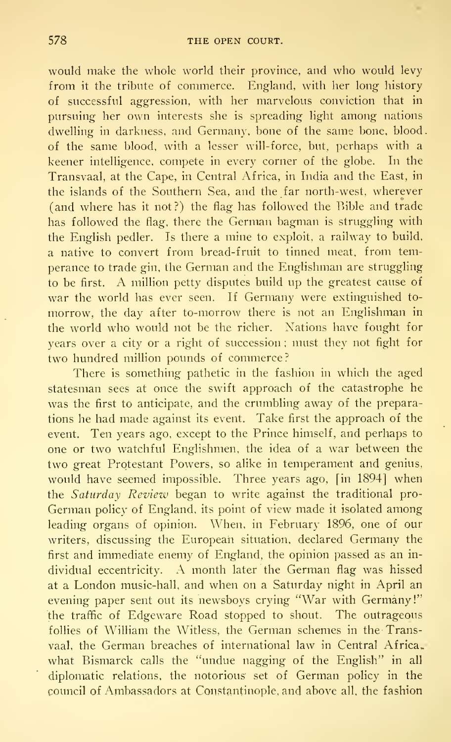would make the whole world their province, and who would levy from it the tribute of commerce. England, with her long history of successful aggression, with her marvelous conviction that in pursuing her own interests she is spreading light among nations dwelling in darkness, and Germany, bone of the same bone, blood of the same blood, with a lesser will-force, but, perhaps with a keener intelligence, compete in every corner of the globe. In the Transvaal, at the Cape, in Central Africa, in India and the East, in the islands of the Southern Sea, and the far north-west, wherever (and where has it not?) the flag has followed the Bible and trade has followed the flag, there the German bagman is struggling with the English pedler. Is there a mine to exploit, a railway to build, a native to convert from bread-fruit to tinned meat, from temperance to trade gin, the German and the Englishman are struggling to be first. A million petty disputes build up the greatest cause of war the world has ever seen. If Germany were extinguished to-morrow, the day after to-morrow there is not an Englishman in the world who would not be the richer. Nations have fought for years over a city or a right of succession; must they not fight for two hundred million pounds of commerce?

There is something pathetic in the fashion in which the aged statesman sees at once the swift approach of the catastrophe he was the first to anticipate, and the crumbling away of the preparations he had made against its event. Take first the approach of the event. Ten years ago, except to the Prince himself, and perhaps to one or two watchful Englishmen, the idea of a war between the two great Protestant Powers, so alike in temperament and genius, would have seemed impossible. Three years ago, [in 1894] when the *Saturday Review* began to write against the traditional pro-German policy of England, its point of view made it isolated among leading organs of opinion. When, in February 1896, one of our writers, discussing the European situation, declared Germany the first and immediate enemy of England, the opinion passed as an individual eccentricity. A month later the German flag was hissed at a London music-hall, and when on a Saturday night in April an evening paper sent out its newsboys crying "War with Germany!" the traffic of Edgeware Road stopped to shout. The outrageous follies of William the Witless, the German schemes in the Transvaal, the German breaches of international law in Central Africa, what Bismarck calls the "undue nagging of the English" in all diplomatic relations, the notorious set of German policy in the council of Ambassadors at Constantinople, and above all, the fashion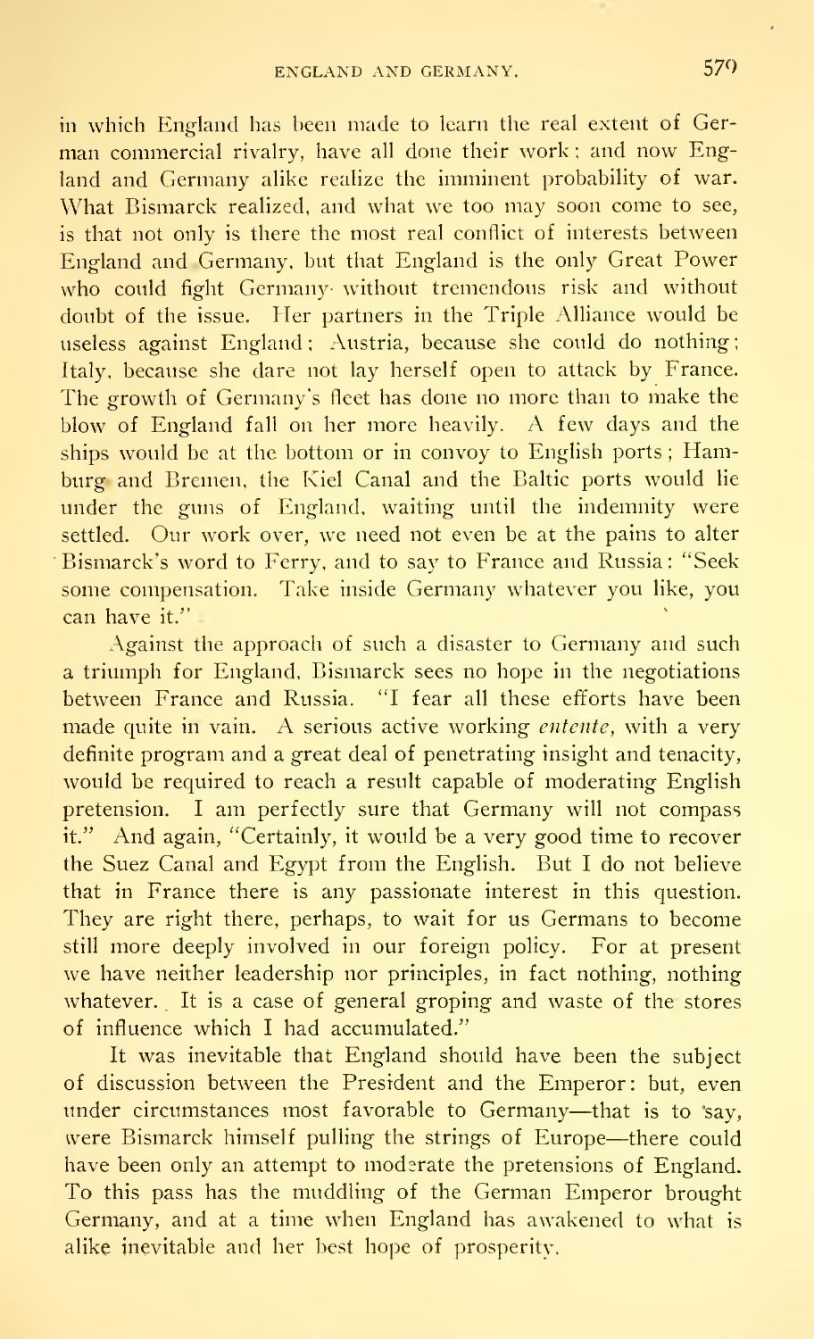in which England has been made to learn the real extent of German commercial rivalry, have all done their work; and now England and Germany alike realize the imminent probability of war. What Bismarck realized, and what we too may soon come to see, is that not only is there the most real conflict of interests between England and Germany, but that England is the only Great Power who could fight Germany without tremendous risk and without doubt of the issue. Her partners in the Triple Alliance would be useless against England; Austria, because she could do nothing; Italy, because she dare not lay herself open to attack by France. The growth of Germany's fleet has done no more than to make the blow of England fall on her more heavily. A few days and the ships would be at the bottom or in convoy to English ports; Hamburg and Bremen, the Kiel Canal and the Baltic ports would lie under the guns of England, waiting until the indemnity were settled. Our work over, we need not even be at the pains to alter Bismarck's word to Ferry, and to say to France and Russia: "Seek some compensation. Take inside Germany whatever you like, you can have it."

Against the approach of such a disaster to Germany and such a triumph for England, Bismarck sees no hope in the negotiations between France and Russia. "I fear all these efforts have been made quite in vain. A serious active working *entente*, with a very definite program and a great deal of penetrating insight and tenacity, would be required to reach a result capable of moderating English pretension. I am perfectly sure that Germany will not compass it." And again, "Certainly, it would be a very good time to recover the Suez Canal and Egypt from the English. But I do not believe that in France there is any passionate interest in this question. They are right there, perhaps, to wait for us Germans to become still more deeply involved in our foreign policy. For at present we have neither leadership nor principles, in fact nothing, nothing whatever. It is a case of general groping and waste of the stores of influence which I had accumulated."

It was inevitable that England should have been the subject of discussion between the President and the Emperor: but, even under circumstances most favorable to Germany—that is to say, were Bismarck himself pulling the strings of Europe—there could have been only an attempt to moderate the pretensions of England. To this pass has the muddling of the German Emperor brought Germany, and at a time when England has awakened to what is alike inevitable and her best hope of prosperity.